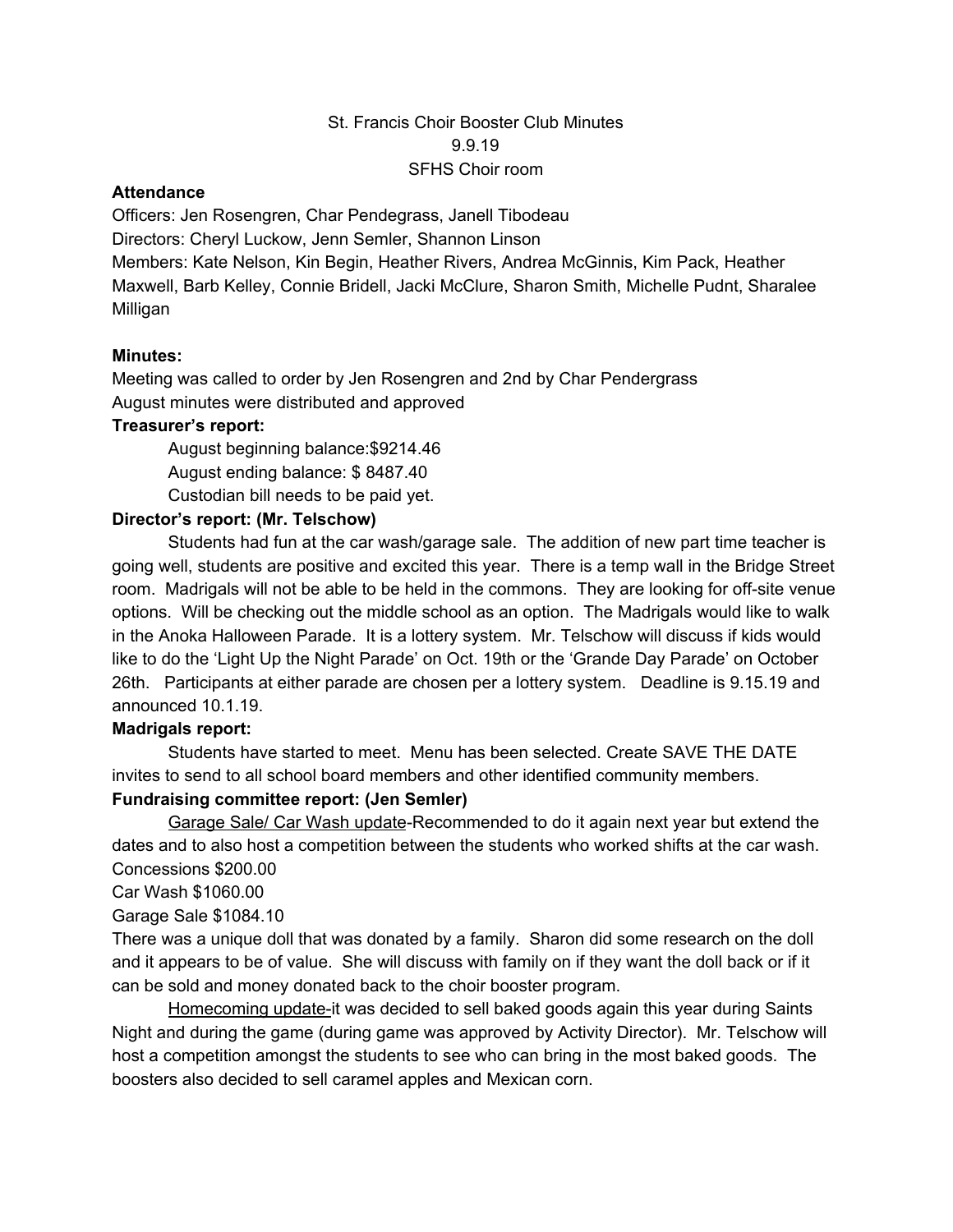St. Francis Choir Booster Club Minutes
9.9.19
SFHS Choir room

**Attendance**

Officers: Jen Rosengren, Char Pendegrass, Janell Tibodeau

Directors: Cheryl Luckow, Jenn Semler, Shannon Linson

Members: Kate Nelson, Kin Begin, Heather Rivers, Andrea McGinnis, Kim Pack, Heather Maxwell, Barb Kelley, Connie Bridell, Jacki McClure, Sharon Smith, Michelle Pudnt, Sharalee Milligan

**Minutes:**

Meeting was called to order by Jen Rosengren and 2nd by Char Pendergrass

August minutes were distributed and approved

**Treasurer's report:**

August beginning balance:$9214.46

August ending balance: $ 8487.40

Custodian bill needs to be paid yet.

**Director's report: (Mr. Telschow)**

Students had fun at the car wash/garage sale. The addition of new part time teacher is going well, students are positive and excited this year. There is a temp wall in the Bridge Street room. Madrigals will not be able to be held in the commons. They are looking for off-site venue options. Will be checking out the middle school as an option. The Madrigals would like to walk in the Anoka Halloween Parade. It is a lottery system. Mr. Telschow will discuss if kids would like to do the 'Light Up the Night Parade' on Oct. 19th or the 'Grande Day Parade' on October 26th. Participants at either parade are chosen per a lottery system. Deadline is 9.15.19 and announced 10.1.19.

**Madrigals report:**

Students have started to meet. Menu has been selected. Create SAVE THE DATE invites to send to all school board members and other identified community members.

**Fundraising committee report: (Jen Semler)**

<u>Garage Sale/ Car Wash update</u>-Recommended to do it again next year but extend the dates and to also host a competition between the students who worked shifts at the car wash.

Concessions $200.00

Car Wash $1060.00

Garage Sale $1084.10

There was a unique doll that was donated by a family. Sharon did some research on the doll and it appears to be of value. She will discuss with family on if they want the doll back or if it can be sold and money donated back to the choir booster program.

<u>Homecoming update-</u>it was decided to sell baked goods again this year during Saints Night and during the game (during game was approved by Activity Director). Mr. Telschow will host a competition amongst the students to see who can bring in the most baked goods. The boosters also decided to sell caramel apples and Mexican corn.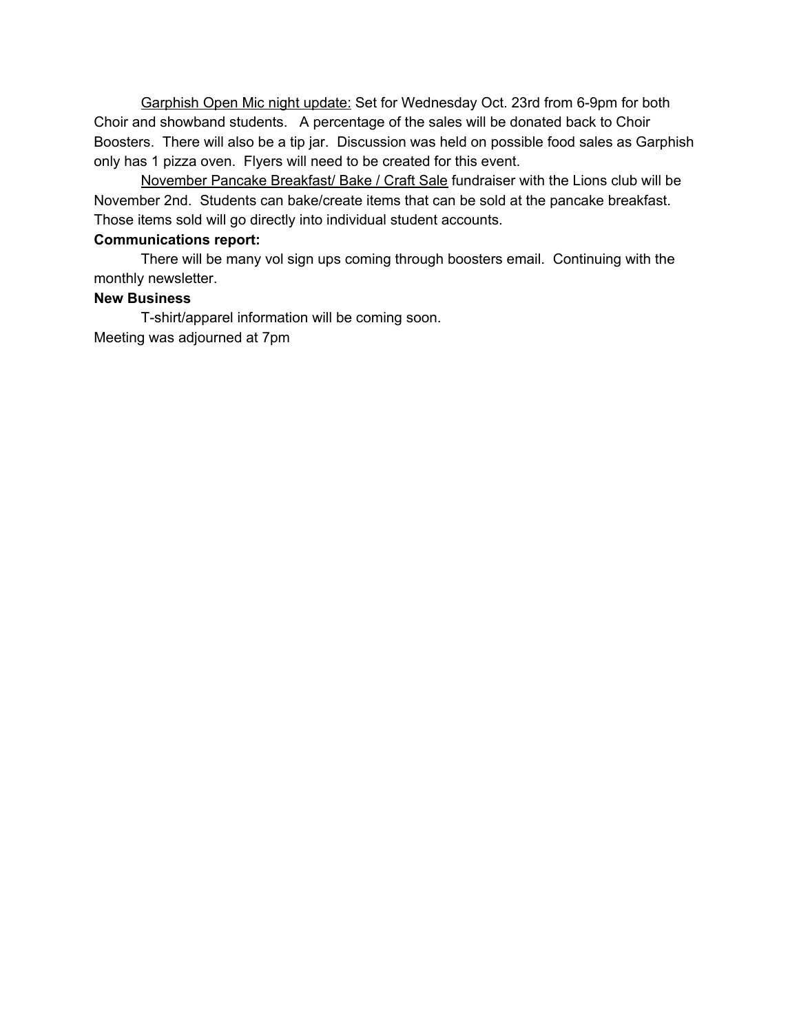<u>Garphish Open Mic night update:</u> Set for Wednesday Oct. 23rd from 6-9pm for both Choir and showband students. A percentage of the sales will be donated back to Choir Boosters. There will also be a tip jar. Discussion was held on possible food sales as Garphish only has 1 pizza oven. Flyers will need to be created for this event.

<u>November Pancake Breakfast/ Bake / Craft Sale</u> fundraiser with the Lions club will be November 2nd. Students can bake/create items that can be sold at the pancake breakfast. Those items sold will go directly into individual student accounts.

**Communications report:**

There will be many vol sign ups coming through boosters email. Continuing with the monthly newsletter.

**New Business**

T-shirt/apparel information will be coming soon.

Meeting was adjourned at 7pm